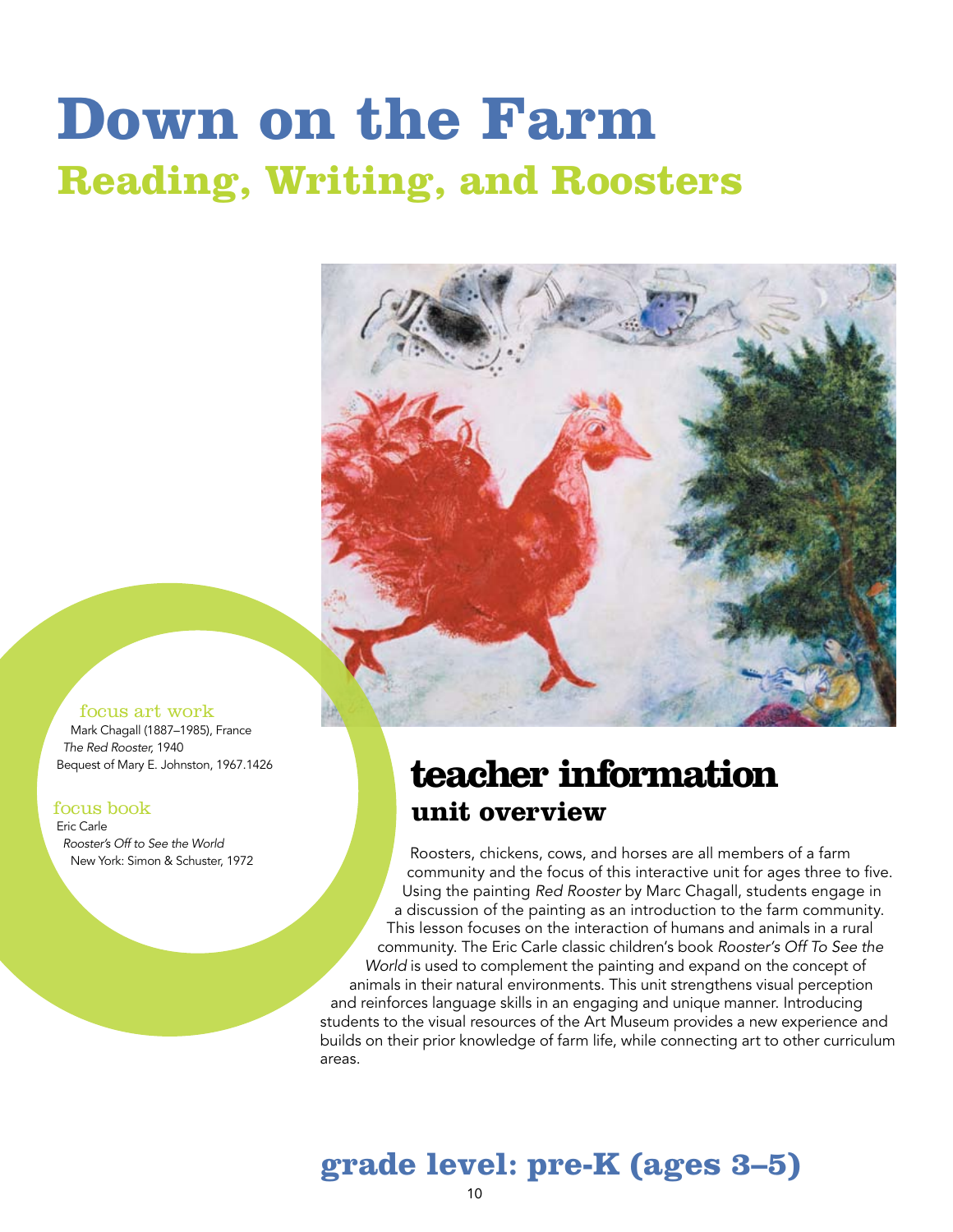# Down on the Farm

## Reading, Writing, and Roosters

focus art work

Mark Chagall (1887–1985), France
*The Red Rooster,* 1940
Bequest of Mary E. Johnston, 1967.1426

focus book

Eric Carle
*Rooster's Off to See the World*
New York: Simon & Schuster, 1972

## teacher information

### unit overview

Roosters, chickens, cows, and horses are all members of a farm community and the focus of this interactive unit for ages three to five. Using the painting *Red Rooster* by Marc Chagall, students engage in a discussion of the painting as an introduction to the farm community. This lesson focuses on the interaction of humans and animals in a rural community. The Eric Carle classic children's book *Rooster's Off To See the World* is used to complement the painting and expand on the concept of animals in their natural environments. This unit strengthens visual perception and reinforces language skills in an engaging and unique manner. Introducing students to the visual resources of the Art Museum provides a new experience and builds on their prior knowledge of farm life, while connecting art to other curriculum areas.

## grade level: pre-K (ages 3–5)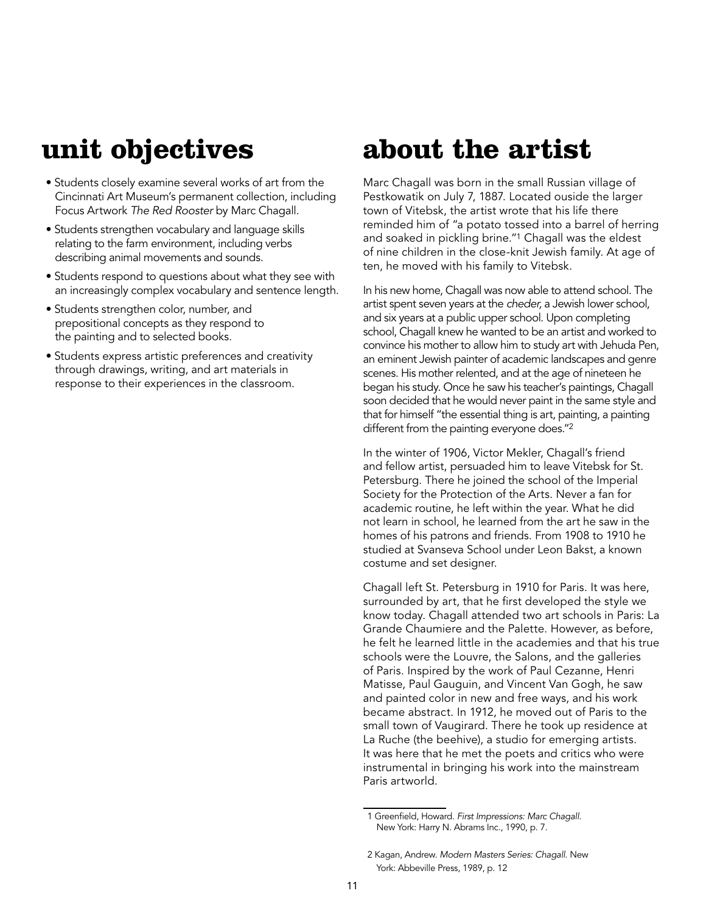## unit objectives

- Students closely examine several works of art from the Cincinnati Art Museum's permanent collection, including Focus Artwork *The Red Rooster* by Marc Chagall.
- Students strengthen vocabulary and language skills relating to the farm environment, including verbs describing animal movements and sounds.
- Students respond to questions about what they see with an increasingly complex vocabulary and sentence length.
- Students strengthen color, number, and prepositional concepts as they respond to the painting and to selected books.
- Students express artistic preferences and creativity through drawings, writing, and art materials in response to their experiences in the classroom.

## about the artist

Marc Chagall was born in the small Russian village of Pestkowatik on July 7, 1887. Located ouside the larger town of Vitebsk, the artist wrote that his life there reminded him of "a potato tossed into a barrel of herring and soaked in pickling brine."[1] Chagall was the eldest of nine children in the close-knit Jewish family. At age of ten, he moved with his family to Vitebsk.

In his new home, Chagall was now able to attend school. The artist spent seven years at the *cheder,* a Jewish lower school, and six years at a public upper school. Upon completing school, Chagall knew he wanted to be an artist and worked to convince his mother to allow him to study art with Jehuda Pen, an eminent Jewish painter of academic landscapes and genre scenes. His mother relented, and at the age of nineteen he began his study. Once he saw his teacher's paintings, Chagall soon decided that he would never paint in the same style and that for himself "the essential thing is art, painting, a painting different from the painting everyone does."[2]

In the winter of 1906, Victor Mekler, Chagall's friend and fellow artist, persuaded him to leave Vitebsk for St. Petersburg. There he joined the school of the Imperial Society for the Protection of the Arts. Never a fan for academic routine, he left within the year. What he did not learn in school, he learned from the art he saw in the homes of his patrons and friends. From 1908 to 1910 he studied at Svanseva School under Leon Bakst, a known costume and set designer.

Chagall left St. Petersburg in 1910 for Paris. It was here, surrounded by art, that he first developed the style we know today. Chagall attended two art schools in Paris: La Grande Chaumiere and the Palette. However, as before, he felt he learned little in the academies and that his true schools were the Louvre, the Salons, and the galleries of Paris. Inspired by the work of Paul Cezanne, Henri Matisse, Paul Gauguin, and Vincent Van Gogh, he saw and painted color in new and free ways, and his work became abstract. In 1912, he moved out of Paris to the small town of Vaugirard. There he took up residence at La Ruche (the beehive), a studio for emerging artists. It was here that he met the poets and critics who were instrumental in bringing his work into the mainstream Paris artworld.

---

1 Greenfield, Howard. *First Impressions: Marc Chagall.* New York: Harry N. Abrams Inc., 1990, p. 7.

2 Kagan, Andrew. *Modern Masters Series: Chagall.* New York: Abbeville Press, 1989, p. 12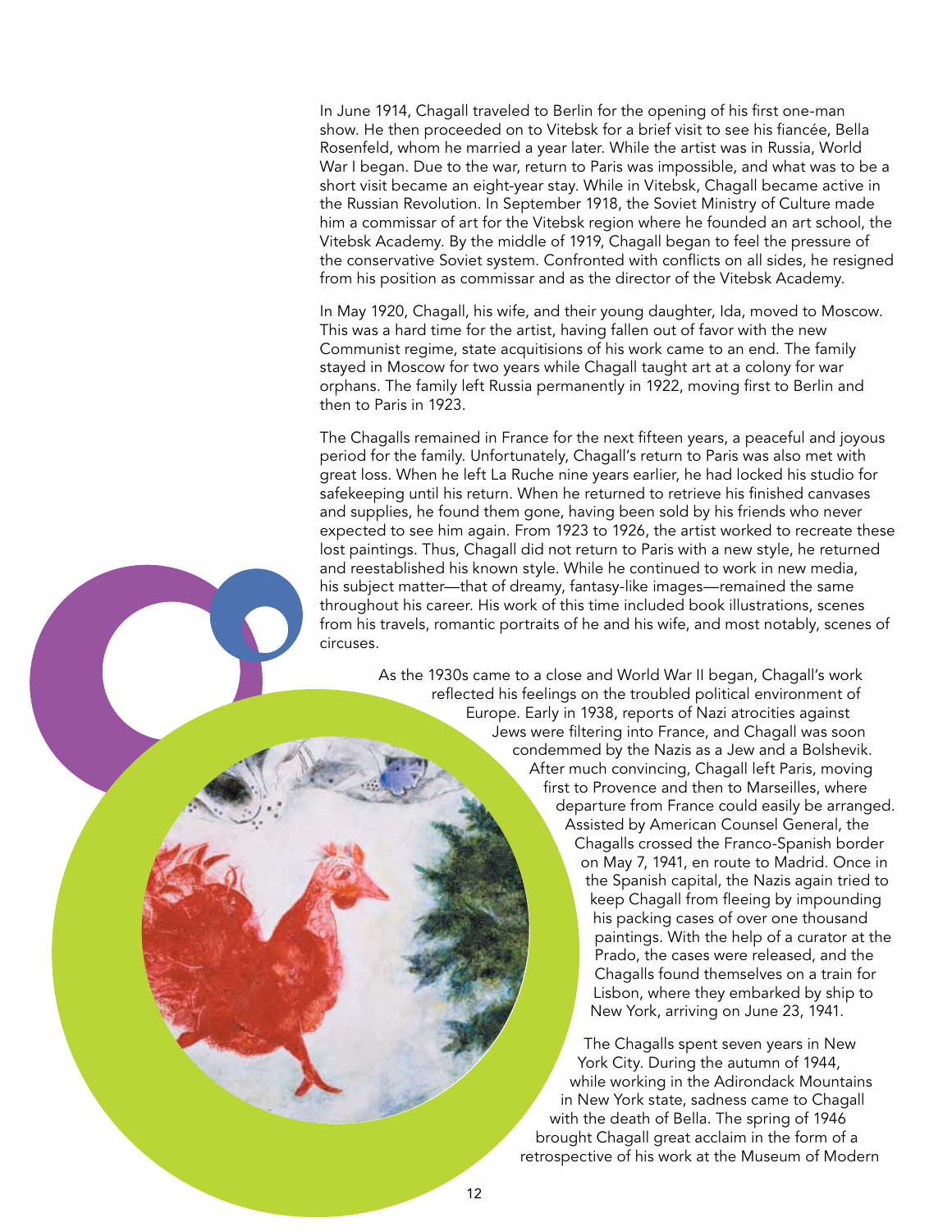In June 1914, Chagall traveled to Berlin for the opening of his first one-man show. He then proceeded on to Vitebsk for a brief visit to see his fiancée, Bella Rosenfeld, whom he married a year later. While the artist was in Russia, World War I began. Due to the war, return to Paris was impossible, and what was to be a short visit became an eight-year stay. While in Vitebsk, Chagall became active in the Russian Revolution. In September 1918, the Soviet Ministry of Culture made him a commissar of art for the Vitebsk region where he founded an art school, the Vitebsk Academy. By the middle of 1919, Chagall began to feel the pressure of the conservative Soviet system. Confronted with conflicts on all sides, he resigned from his position as commissar and as the director of the Vitebsk Academy.

In May 1920, Chagall, his wife, and their young daughter, Ida, moved to Moscow. This was a hard time for the artist, having fallen out of favor with the new Communist regime, state acquisitions of his work came to an end. The family stayed in Moscow for two years while Chagall taught art at a colony for war orphans. The family left Russia permanently in 1922, moving first to Berlin and then to Paris in 1923.

The Chagalls remained in France for the next fifteen years, a peaceful and joyous period for the family. Unfortunately, Chagall's return to Paris was also met with great loss. When he left La Ruche nine years earlier, he had locked his studio for safekeeping until his return. When he returned to retrieve his finished canvases and supplies, he found them gone, having been sold by his friends who never expected to see him again. From 1923 to 1926, the artist worked to recreate these lost paintings. Thus, Chagall did not return to Paris with a new style, he returned and reestablished his known style. While he continued to work in new media, his subject matter—that of dreamy, fantasy-like images—remained the same throughout his career. His work of this time included book illustrations, scenes from his travels, romantic portraits of he and his wife, and most notably, scenes of circuses.

As the 1930s came to a close and World War II began, Chagall's work reflected his feelings on the troubled political environment of Europe. Early in 1938, reports of Nazi atrocities against Jews were filtering into France, and Chagall was soon condemmed by the Nazis as a Jew and a Bolshevik. After much convincing, Chagall left Paris, moving first to Provence and then to Marseilles, where departure from France could easily be arranged. Assisted by American Counsel General, the Chagalls crossed the Franco-Spanish border on May 7, 1941, en route to Madrid. Once in the Spanish capital, the Nazis again tried to keep Chagall from fleeing by impounding his packing cases of over one thousand paintings. With the help of a curator at the Prado, the cases were released, and the Chagalls found themselves on a train for Lisbon, where they embarked by ship to New York, arriving on June 23, 1941.

The Chagalls spent seven years in New York City. During the autumn of 1944, while working in the Adirondack Mountains in New York state, sadness came to Chagall with the death of Bella. The spring of 1946 brought Chagall great acclaim in the form of a retrospective of his work at the Museum of Modern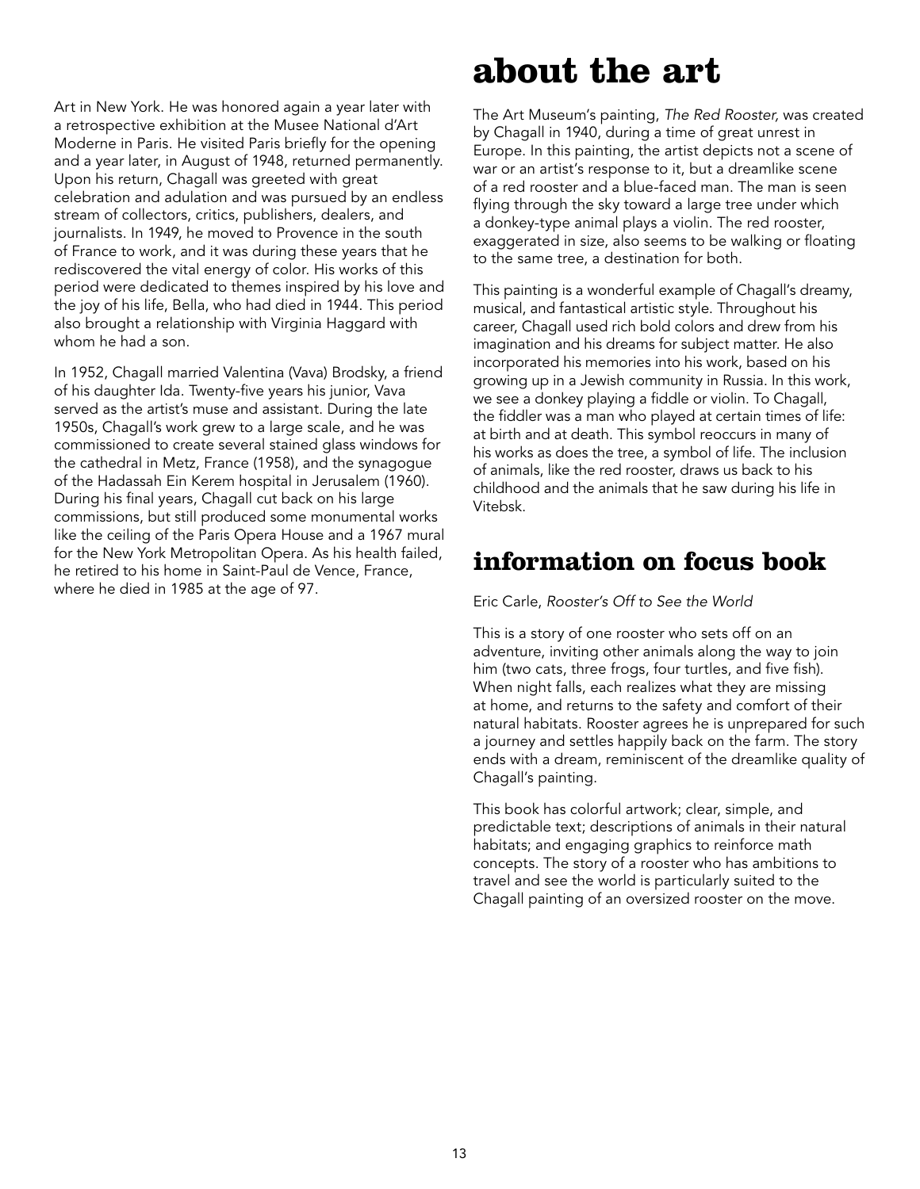Art in New York. He was honored again a year later with a retrospective exhibition at the Musee National d'Art Moderne in Paris. He visited Paris briefly for the opening and a year later, in August of 1948, returned permanently. Upon his return, Chagall was greeted with great celebration and adulation and was pursued by an endless stream of collectors, critics, publishers, dealers, and journalists. In 1949, he moved to Provence in the south of France to work, and it was during these years that he rediscovered the vital energy of color. His works of this period were dedicated to themes inspired by his love and the joy of his life, Bella, who had died in 1944. This period also brought a relationship with Virginia Haggard with whom he had a son.

In 1952, Chagall married Valentina (Vava) Brodsky, a friend of his daughter Ida. Twenty-five years his junior, Vava served as the artist's muse and assistant. During the late 1950s, Chagall's work grew to a large scale, and he was commissioned to create several stained glass windows for the cathedral in Metz, France (1958), and the synagogue of the Hadassah Ein Kerem hospital in Jerusalem (1960). During his final years, Chagall cut back on his large commissions, but still produced some monumental works like the ceiling of the Paris Opera House and a 1967 mural for the New York Metropolitan Opera. As his health failed, he retired to his home in Saint-Paul de Vence, France, where he died in 1985 at the age of 97.

# about the art

The Art Museum's painting, *The Red Rooster,* was created by Chagall in 1940, during a time of great unrest in Europe. In this painting, the artist depicts not a scene of war or an artist's response to it, but a dreamlike scene of a red rooster and a blue-faced man. The man is seen flying through the sky toward a large tree under which a donkey-type animal plays a violin. The red rooster, exaggerated in size, also seems to be walking or floating to the same tree, a destination for both.

This painting is a wonderful example of Chagall's dreamy, musical, and fantastical artistic style. Throughout his career, Chagall used rich bold colors and drew from his imagination and his dreams for subject matter. He also incorporated his memories into his work, based on his growing up in a Jewish community in Russia. In this work, we see a donkey playing a fiddle or violin. To Chagall, the fiddler was a man who played at certain times of life: at birth and at death. This symbol reoccurs in many of his works as does the tree, a symbol of life. The inclusion of animals, like the red rooster, draws us back to his childhood and the animals that he saw during his life in Vitebsk.

# information on focus book

Eric Carle, *Rooster's Off to See the World*

This is a story of one rooster who sets off on an adventure, inviting other animals along the way to join him (two cats, three frogs, four turtles, and five fish). When night falls, each realizes what they are missing at home, and returns to the safety and comfort of their natural habitats. Rooster agrees he is unprepared for such a journey and settles happily back on the farm. The story ends with a dream, reminiscent of the dreamlike quality of Chagall's painting.

This book has colorful artwork; clear, simple, and predictable text; descriptions of animals in their natural habitats; and engaging graphics to reinforce math concepts. The story of a rooster who has ambitions to travel and see the world is particularly suited to the Chagall painting of an oversized rooster on the move.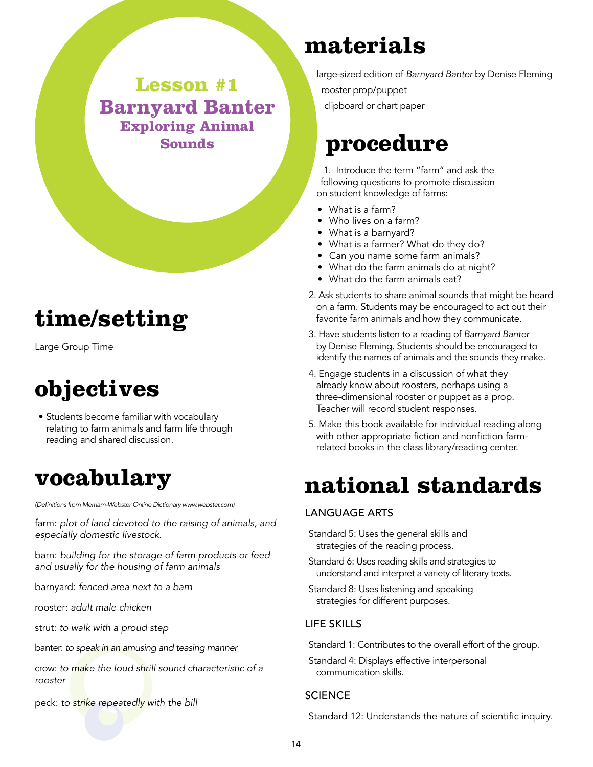# Lesson #1
# Barnyard Banter
## Exploring Animal Sounds

## time/setting

Large Group Time

## objectives

- Students become familiar with vocabulary relating to farm animals and farm life through reading and shared discussion.

## vocabulary

*(Definitions from Merriam-Webster Online Dictionary www.webster.com)*

farm: *plot of land devoted to the raising of animals, and especially domestic livestock.*

barn: *building for the storage of farm products or feed and usually for the housing of farm animals*

barnyard: *fenced area next to a barn*

rooster: *adult male chicken*

strut: *to walk with a proud step*

banter: *to speak in an amusing and teasing manner*

crow: *to make the loud shrill sound characteristic of a rooster*

peck: *to strike repeatedly with the bill*

## materials

large-sized edition of *Barnyard Banter* by Denise Fleming

rooster prop/puppet

clipboard or chart paper

## procedure

1. Introduce the term "farm" and ask the following questions to promote discussion on student knowledge of farms:
   - What is a farm?
   - Who lives on a farm?
   - What is a barnyard?
   - What is a farmer? What do they do?
   - Can you name some farm animals?
   - What do the farm animals do at night?
   - What do the farm animals eat?
2. Ask students to share animal sounds that might be heard on a farm. Students may be encouraged to act out their favorite farm animals and how they communicate.
3. Have students listen to a reading of *Barnyard Banter* by Denise Fleming. Students should be encouraged to identify the names of animals and the sounds they make.
4. Engage students in a discussion of what they already know about roosters, perhaps using a three-dimensional rooster or puppet as a prop. Teacher will record student responses.
5. Make this book available for individual reading along with other appropriate fiction and nonfiction farm-related books in the class library/reading center.

## national standards

### LANGUAGE ARTS

Standard 5: Uses the general skills and strategies of the reading process.

Standard 6: Uses reading skills and strategies to understand and interpret a variety of literary texts.

Standard 8: Uses listening and speaking strategies for different purposes.

### LIFE SKILLS

Standard 1: Contributes to the overall effort of the group.

Standard 4: Displays effective interpersonal communication skills.

### SCIENCE

Standard 12: Understands the nature of scientific inquiry.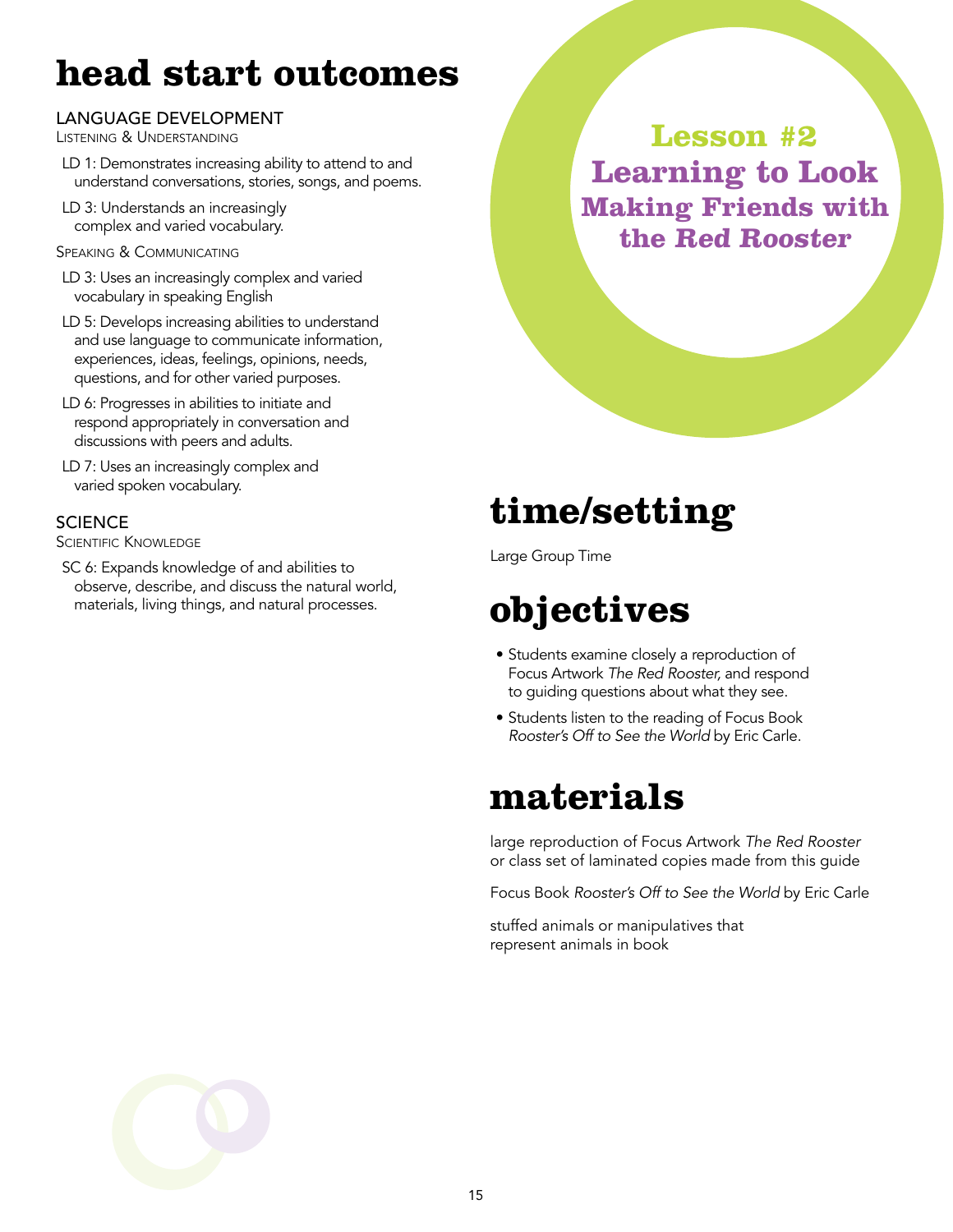# Lesson #2 Learning to Look

## Making Friends with the *Red Rooster*

# head start outcomes

## LANGUAGE DEVELOPMENT

### Listening & Understanding

- LD 1: Demonstrates increasing ability to attend to and understand conversations, stories, songs, and poems.
- LD 3: Understands an increasingly complex and varied vocabulary.

### Speaking & Communicating

- LD 3: Uses an increasingly complex and varied vocabulary in speaking English
- LD 5: Develops increasing abilities to understand and use language to communicate information, experiences, ideas, feelings, opinions, needs, questions, and for other varied purposes.
- LD 6: Progresses in abilities to initiate and respond appropriately in conversation and discussions with peers and adults.
- LD 7: Uses an increasingly complex and varied spoken vocabulary.

## SCIENCE

### Scientific Knowledge

- SC 6: Expands knowledge of and abilities to observe, describe, and discuss the natural world, materials, living things, and natural processes.

# time/setting

Large Group Time

# objectives

- Students examine closely a reproduction of Focus Artwork *The Red Rooster,* and respond to guiding questions about what they see.
- Students listen to the reading of Focus Book *Rooster's Off to See the World* by Eric Carle.

# materials

large reproduction of Focus Artwork *The Red Rooster* or class set of laminated copies made from this guide

Focus Book *Rooster's Off to See the World* by Eric Carle

stuffed animals or manipulatives that represent animals in book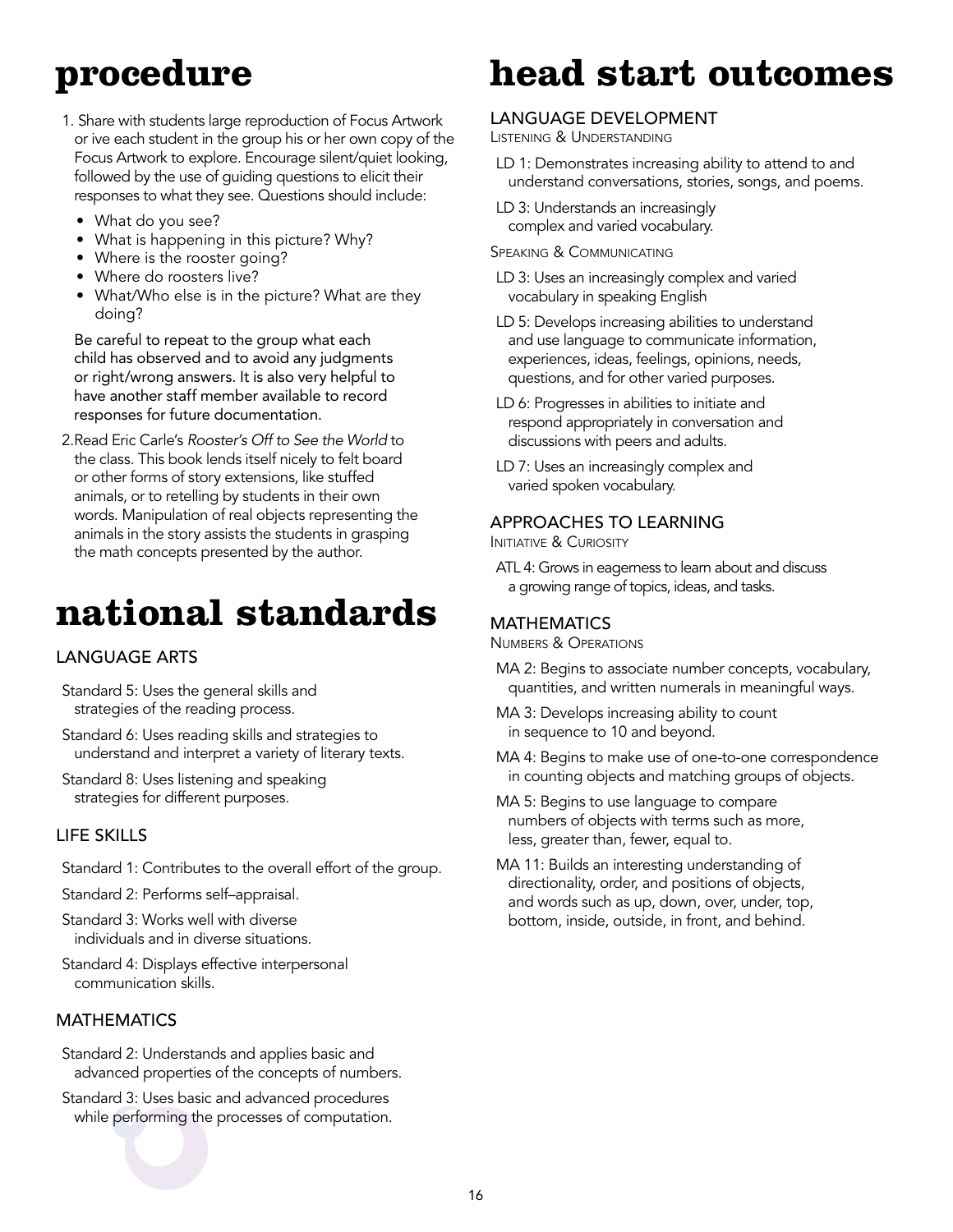# procedure

1. Share with students large reproduction of Focus Artwork or ive each student in the group his or her own copy of the Focus Artwork to explore. Encourage silent/quiet looking, followed by the use of guiding questions to elicit their responses to what they see. Questions should include:
   - What do you see?
   - What is happening in this picture? Why?
   - Where is the rooster going?
   - Where do roosters live?
   - What/Who else is in the picture? What are they doing?

   Be careful to repeat to the group what each child has observed and to avoid any judgments or right/wrong answers. It is also very helpful to have another staff member available to record responses for future documentation.

2. Read Eric Carle's *Rooster's Off to See the World* to the class. This book lends itself nicely to felt board or other forms of story extensions, like stuffed animals, or to retelling by students in their own words. Manipulation of real objects representing the animals in the story assists the students in grasping the math concepts presented by the author.

# national standards

## LANGUAGE ARTS

Standard 5: Uses the general skills and strategies of the reading process.

Standard 6: Uses reading skills and strategies to understand and interpret a variety of literary texts.

Standard 8: Uses listening and speaking strategies for different purposes.

## LIFE SKILLS

Standard 1: Contributes to the overall effort of the group.

Standard 2: Performs self–appraisal.

Standard 3: Works well with diverse individuals and in diverse situations.

Standard 4: Displays effective interpersonal communication skills.

## MATHEMATICS

Standard 2: Understands and applies basic and advanced properties of the concepts of numbers.

Standard 3: Uses basic and advanced procedures while performing the processes of computation.

# head start outcomes

## LANGUAGE DEVELOPMENT

### Listening & Understanding

LD 1: Demonstrates increasing ability to attend to and understand conversations, stories, songs, and poems.

LD 3: Understands an increasingly complex and varied vocabulary.

### Speaking & Communicating

LD 3: Uses an increasingly complex and varied vocabulary in speaking English

LD 5: Develops increasing abilities to understand and use language to communicate information, experiences, ideas, feelings, opinions, needs, questions, and for other varied purposes.

LD 6: Progresses in abilities to initiate and respond appropriately in conversation and discussions with peers and adults.

LD 7: Uses an increasingly complex and varied spoken vocabulary.

## APPROACHES TO LEARNING

### Initiative & Curiosity

ATL 4: Grows in eagerness to learn about and discuss a growing range of topics, ideas, and tasks.

## MATHEMATICS

### Numbers & Operations

MA 2: Begins to associate number concepts, vocabulary, quantities, and written numerals in meaningful ways.

MA 3: Develops increasing ability to count in sequence to 10 and beyond.

MA 4: Begins to make use of one-to-one correspondence in counting objects and matching groups of objects.

MA 5: Begins to use language to compare numbers of objects with terms such as more, less, greater than, fewer, equal to.

MA 11: Builds an interesting understanding of directionality, order, and positions of objects, and words such as up, down, over, under, top, bottom, inside, outside, in front, and behind.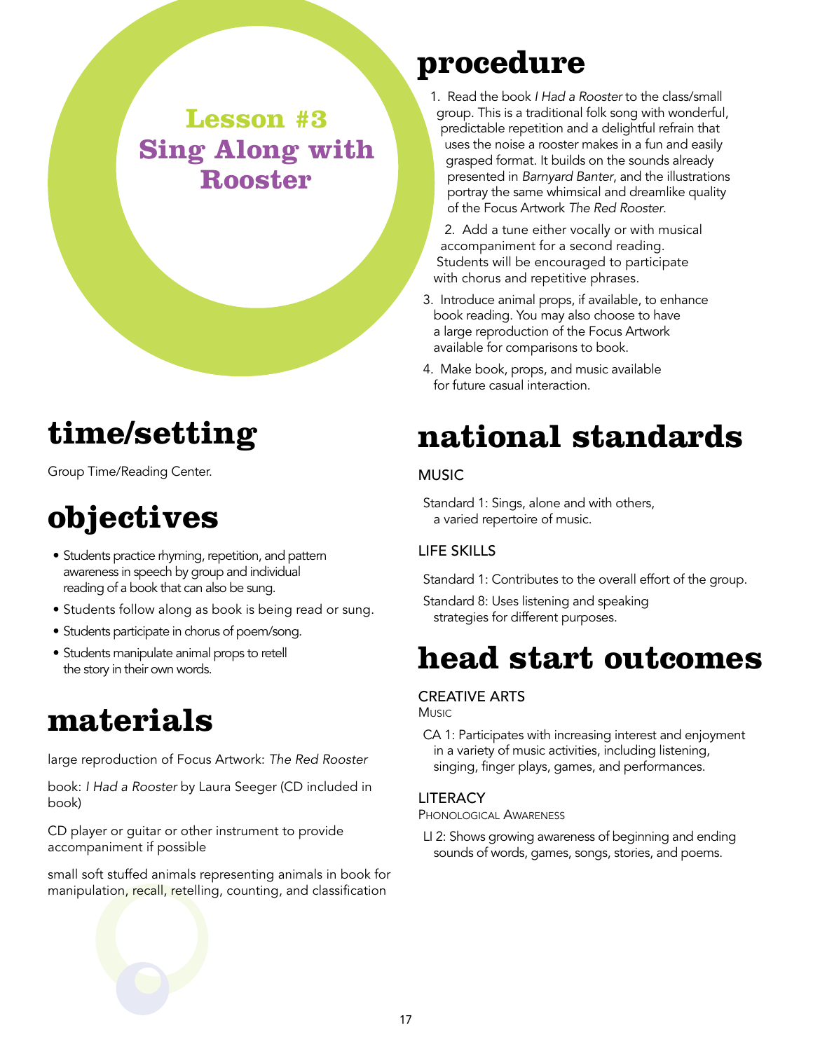# Lesson #3
# Sing Along with Rooster

## time/setting

Group Time/Reading Center.

## objectives

- Students practice rhyming, repetition, and pattern awareness in speech by group and individual reading of a book that can also be sung.
- Students follow along as book is being read or sung.
- Students participate in chorus of poem/song.
- Students manipulate animal props to retell the story in their own words.

## materials

large reproduction of Focus Artwork: *The Red Rooster*

book: *I Had a Rooster* by Laura Seeger (CD included in book)

CD player or guitar or other instrument to provide accompaniment if possible

small soft stuffed animals representing animals in book for manipulation, recall, retelling, counting, and classification

## procedure

1. Read the book *I Had a Rooster* to the class/small group. This is a traditional folk song with wonderful, predictable repetition and a delightful refrain that uses the noise a rooster makes in a fun and easily grasped format. It builds on the sounds already presented in *Barnyard Banter*, and the illustrations portray the same whimsical and dreamlike quality of the Focus Artwork *The Red Rooster*.
2. Add a tune either vocally or with musical accompaniment for a second reading. Students will be encouraged to participate with chorus and repetitive phrases.
3. Introduce animal props, if available, to enhance book reading. You may also choose to have a large reproduction of the Focus Artwork available for comparisons to book.
4. Make book, props, and music available for future casual interaction.

## national standards

### MUSIC

Standard 1: Sings, alone and with others, a varied repertoire of music.

### LIFE SKILLS

Standard 1: Contributes to the overall effort of the group.

Standard 8: Uses listening and speaking strategies for different purposes.

## head start outcomes

### CREATIVE ARTS

Music

CA 1: Participates with increasing interest and enjoyment in a variety of music activities, including listening, singing, finger plays, games, and performances.

### LITERACY

Phonological Awareness

LI 2: Shows growing awareness of beginning and ending sounds of words, games, songs, stories, and poems.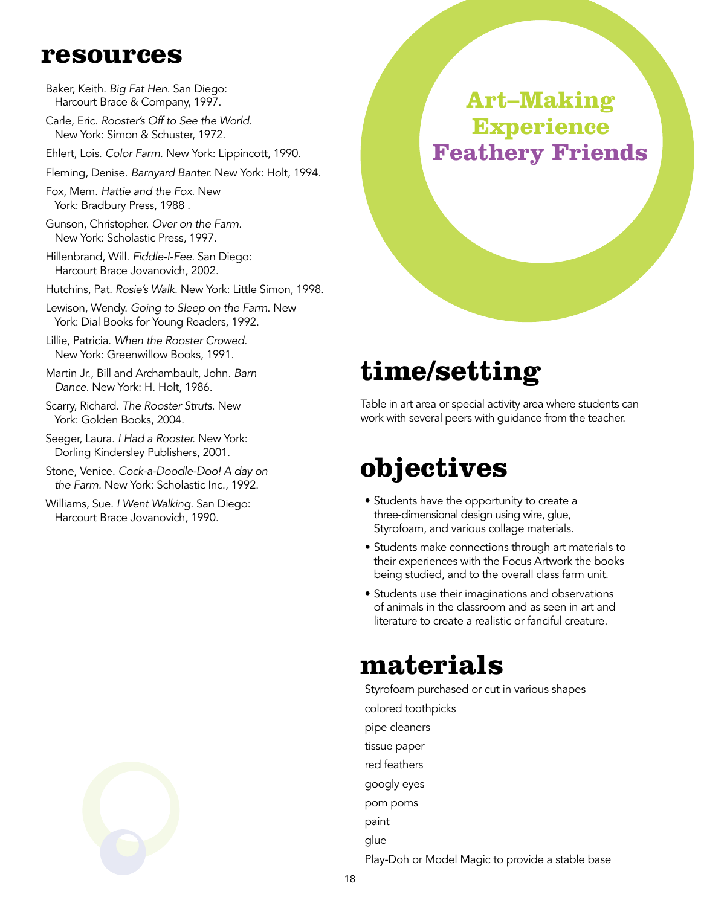## resources

Baker, Keith. *Big Fat Hen*. San Diego: Harcourt Brace & Company, 1997.

Carle, Eric. *Rooster's Off to See the World*. New York: Simon & Schuster, 1972.

Ehlert, Lois. *Color Farm*. New York: Lippincott, 1990.

Fleming, Denise. *Barnyard Banter*. New York: Holt, 1994.

Fox, Mem. *Hattie and the Fox*. New York: Bradbury Press, 1988 .

Gunson, Christopher. *Over on the Farm*. New York: Scholastic Press, 1997.

Hillenbrand, Will. *Fiddle-I-Fee*. San Diego: Harcourt Brace Jovanovich, 2002.

Hutchins, Pat. *Rosie's Walk*. New York: Little Simon, 1998.

Lewison, Wendy. *Going to Sleep on the Farm*. New York: Dial Books for Young Readers, 1992.

Lillie, Patricia. *When the Rooster Crowed.* New York: Greenwillow Books, 1991.

Martin Jr., Bill and Archambault, John. *Barn Dance*. New York: H. Holt, 1986.

Scarry, Richard. *The Rooster Struts*. New York: Golden Books, 2004.

Seeger, Laura. *I Had a Rooster.* New York: Dorling Kindersley Publishers, 2001.

Stone, Venice. *Cock-a-Doodle-Doo! A day on the Farm*. New York: Scholastic Inc., 1992.

Williams, Sue. *I Went Walking*. San Diego: Harcourt Brace Jovanovich, 1990.

# Art–Making Experience
# Feathery Friends

## time/setting

Table in art area or special activity area where students can work with several peers with guidance from the teacher.

## objectives

- Students have the opportunity to create a three-dimensional design using wire, glue, Styrofoam, and various collage materials.
- Students make connections through art materials to their experiences with the Focus Artwork the books being studied, and to the overall class farm unit.
- Students use their imaginations and observations of animals in the classroom and as seen in art and literature to create a realistic or fanciful creature.

## materials

Styrofoam purchased or cut in various shapes

colored toothpicks

pipe cleaners

tissue paper

red feathers

googly eyes

pom poms

paint

glue

Play-Doh or Model Magic to provide a stable base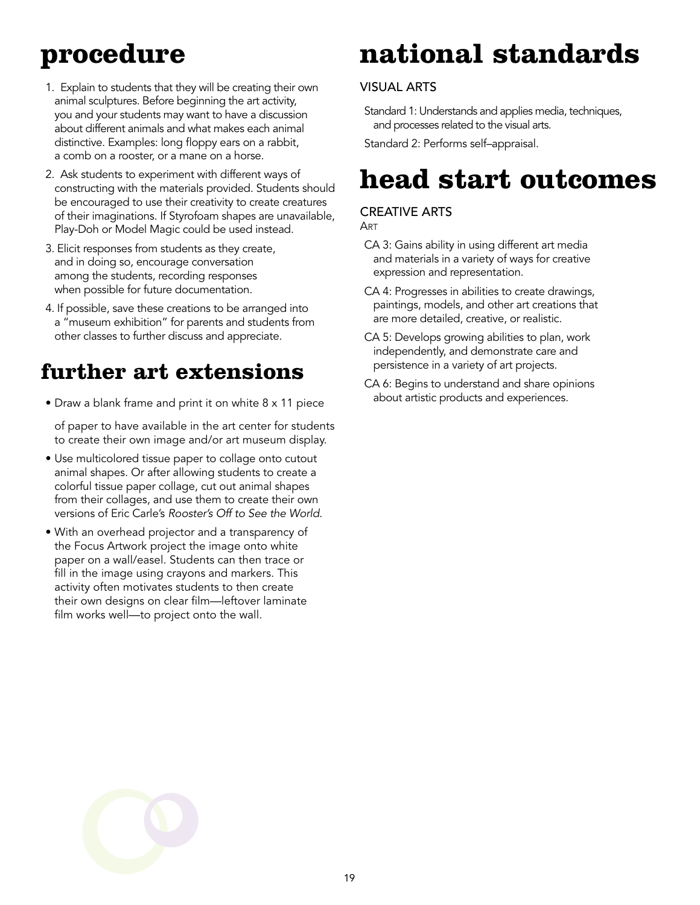# procedure

1. Explain to students that they will be creating their own animal sculptures. Before beginning the art activity, you and your students may want to have a discussion about different animals and what makes each animal distinctive. Examples: long floppy ears on a rabbit, a comb on a rooster, or a mane on a horse.
2. Ask students to experiment with different ways of constructing with the materials provided. Students should be encouraged to use their creativity to create creatures of their imaginations. If Styrofoam shapes are unavailable, Play-Doh or Model Magic could be used instead.
3. Elicit responses from students as they create, and in doing so, encourage conversation among the students, recording responses when possible for future documentation.
4. If possible, save these creations to be arranged into a "museum exhibition" for parents and students from other classes to further discuss and appreciate.

## further art extensions

- Draw a blank frame and print it on white 8 x 11 piece of paper to have available in the art center for students to create their own image and/or art museum display.
- Use multicolored tissue paper to collage onto cutout animal shapes. Or after allowing students to create a colorful tissue paper collage, cut out animal shapes from their collages, and use them to create their own versions of Eric Carle's *Rooster's Off to See the World.*
- With an overhead projector and a transparency of the Focus Artwork project the image onto white paper on a wall/easel. Students can then trace or fill in the image using crayons and markers. This activity often motivates students to then create their own designs on clear film—leftover laminate film works well—to project onto the wall.

# national standards

### VISUAL ARTS

Standard 1: Understands and applies media, techniques, and processes related to the visual arts.

Standard 2: Performs self–appraisal.

# head start outcomes

### CREATIVE ARTS

ART

CA 3: Gains ability in using different art media and materials in a variety of ways for creative expression and representation.

CA 4: Progresses in abilities to create drawings, paintings, models, and other art creations that are more detailed, creative, or realistic.

CA 5: Develops growing abilities to plan, work independently, and demonstrate care and persistence in a variety of art projects.

CA 6: Begins to understand and share opinions about artistic products and experiences.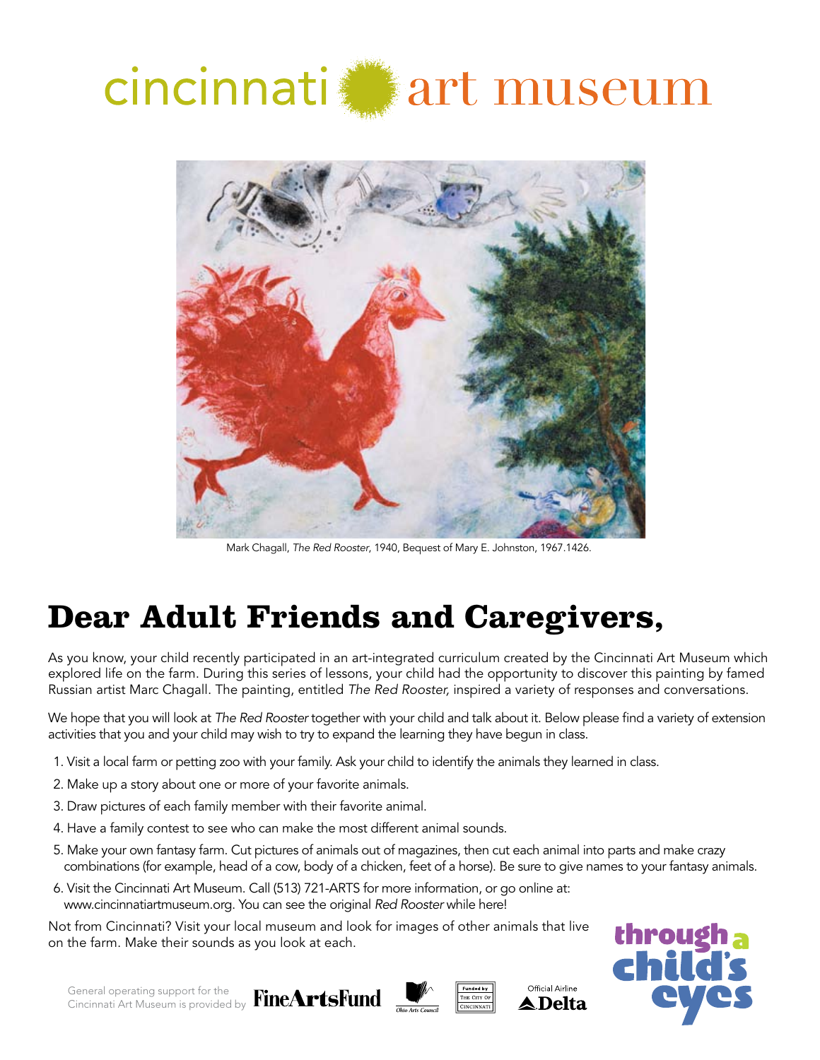cincinnati art museum

Mark Chagall, *The Red Rooster*, 1940, Bequest of Mary E. Johnston, 1967.1426.

# Dear Adult Friends and Caregivers,

As you know, your child recently participated in an art-integrated curriculum created by the Cincinnati Art Museum which explored life on the farm. During this series of lessons, your child had the opportunity to discover this painting by famed Russian artist Marc Chagall. The painting, entitled *The Red Rooster,* inspired a variety of responses and conversations.

We hope that you will look at *The Red Rooster* together with your child and talk about it. Below please find a variety of extension activities that you and your child may wish to try to expand the learning they have begun in class.

1. Visit a local farm or petting zoo with your family. Ask your child to identify the animals they learned in class.
2. Make up a story about one or more of your favorite animals.
3. Draw pictures of each family member with their favorite animal.
4. Have a family contest to see who can make the most different animal sounds.
5. Make your own fantasy farm. Cut pictures of animals out of magazines, then cut each animal into parts and make crazy combinations (for example, head of a cow, body of a chicken, feet of a horse). Be sure to give names to your fantasy animals.
6. Visit the Cincinnati Art Museum. Call (513) 721-ARTS for more information, or go online at: www.cincinnatiartmuseum.org. You can see the original *Red Rooster* while here!

Not from Cincinnati? Visit your local museum and look for images of other animals that live on the farm. Make their sounds as you look at each.

General operating support for the Cincinnati Art Museum is provided by FineArtsFund

Ohio Arts Council

Funded by The City of Cincinnati

Official Airline Delta

through a child's eyes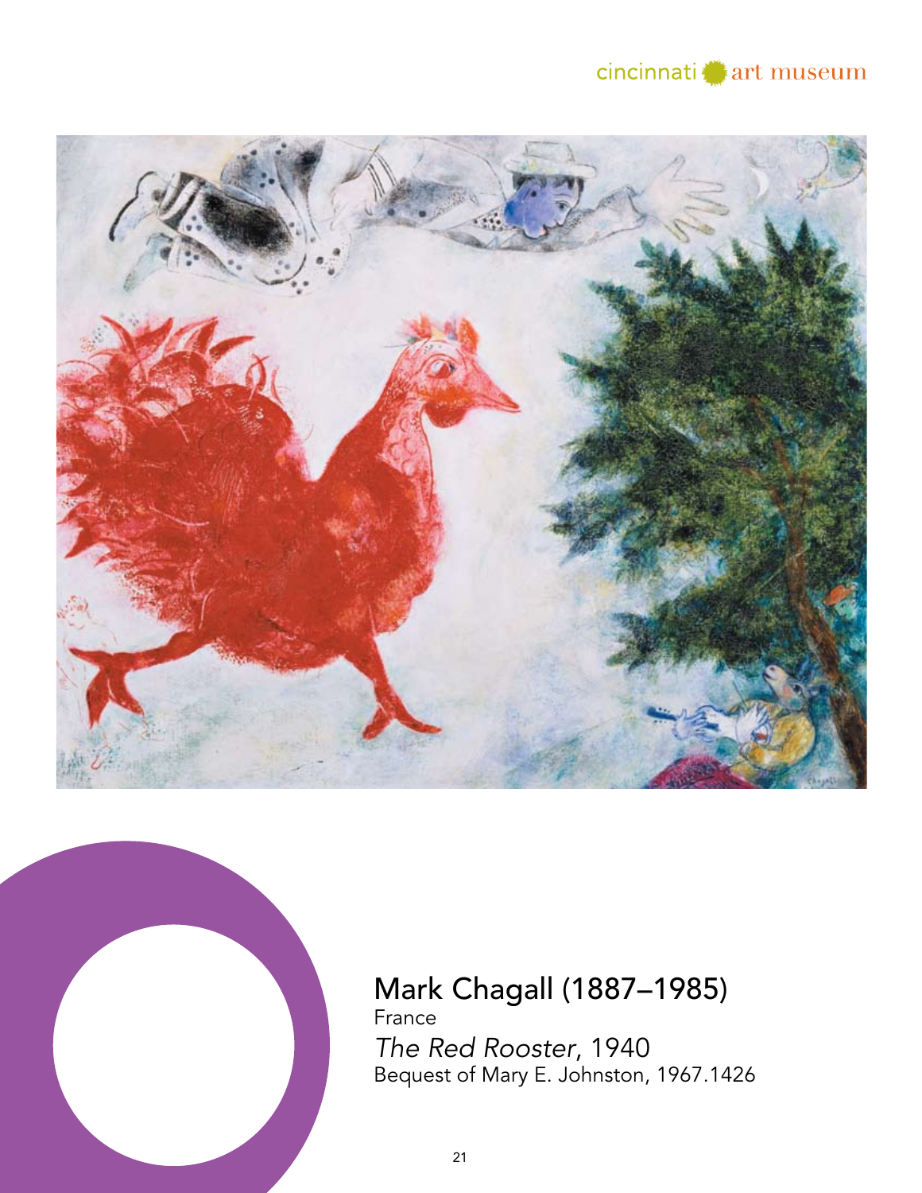Mark Chagall (1887–1985)
France
*The Red Rooster*, 1940
Bequest of Mary E. Johnston, 1967.1426